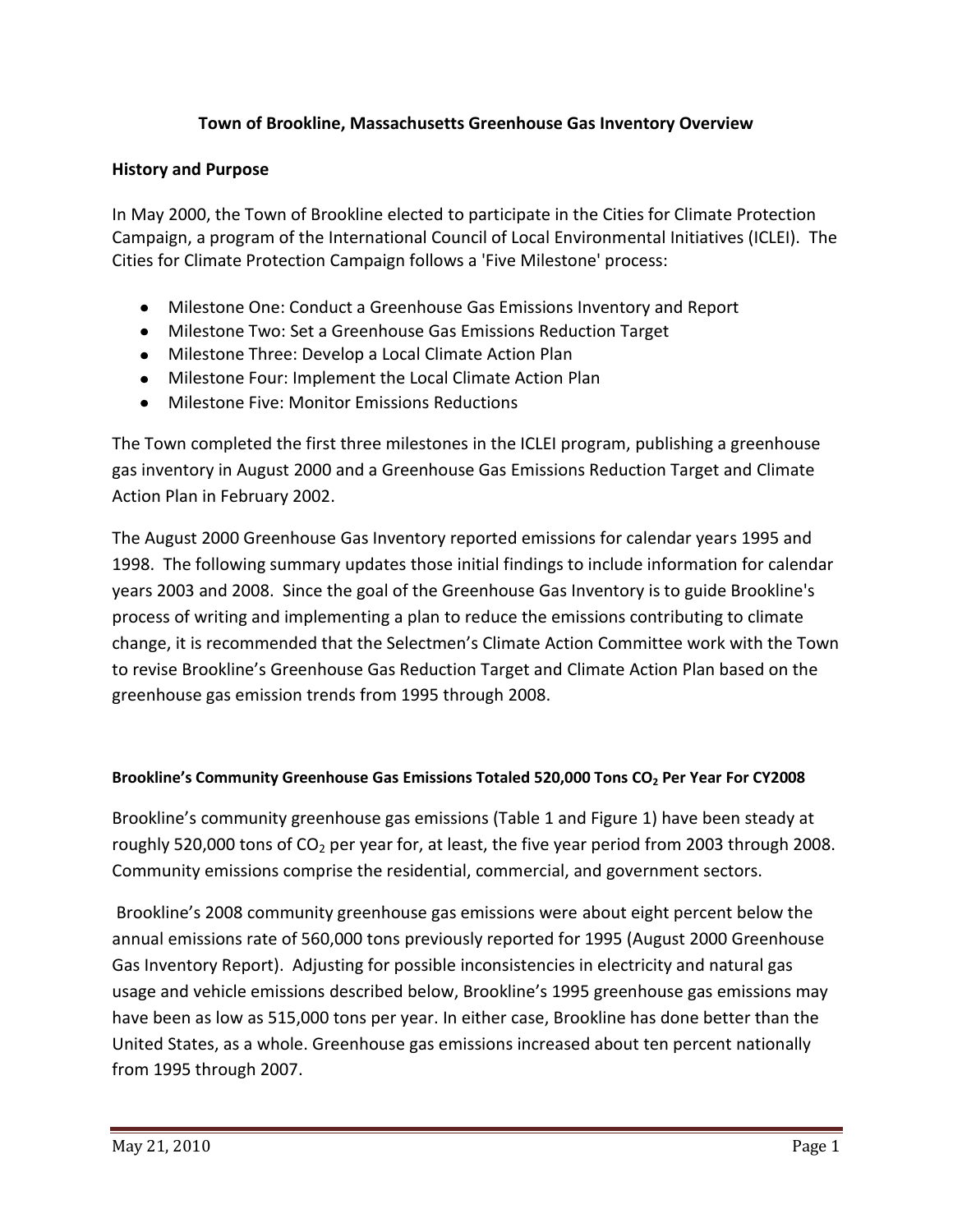# Town of Brookline, Massachusetts Greenhouse Gas Inventory Overview

## History and Purpose

In May 2000, the Town of Brookline elected to participate in the Cities for Climate Protection Campaign, a program of the International Council of Local Environmental Initiatives (ICLEI). The Cities for Climate Protection Campaign follows a 'Five Milestone' process:

- Milestone One: Conduct a Greenhouse Gas Emissions Inventory and Report
- Milestone Two: Set a Greenhouse Gas Emissions Reduction Target
- Milestone Three: Develop a Local Climate Action Plan
- Milestone Four: Implement the Local Climate Action Plan
- Milestone Five: Monitor Emissions Reductions

The Town completed the first three milestones in the ICLEI program, publishing a greenhouse gas inventory in August 2000 and a Greenhouse Gas Emissions Reduction Target and Climate Action Plan in February 2002.

The August 2000 Greenhouse Gas Inventory reported emissions for calendar years 1995 and 1998. The following summary updates those initial findings to include information for calendar years 2003 and 2008. Since the goal of the Greenhouse Gas Inventory is to guide Brookline's process of writing and implementing a plan to reduce the emissions contributing to climate change, it is recommended that the Selectmen's Climate Action Committee work with the Town to revise Brookline's Greenhouse Gas Reduction Target and Climate Action Plan based on the greenhouse gas emission trends from 1995 through 2008.

#### Brookline's Community Greenhouse Gas Emissions Totaled 520,000 Tons $CO_2$ Per Year For CY2008

Brookline's community greenhouse gas emissions (Table 1 and Figure 1) have been steady at roughly 520,000 tons of $CO_2$ per year for, at least, the five year period from 2003 through 2008. Community emissions comprise the residential, commercial, and government sectors.

Brookline's 2008 community greenhouse gas emissions were about eight percent below the annual emissions rate of 560,000 tons previously reported for 1995 (August 2000 Greenhouse Gas Inventory Report). Adjusting for possible inconsistencies in electricity and natural gas usage and vehicle emissions described below, Brookline's 1995 greenhouse gas emissions may have been as low as 515,000 tons per year. In either case, Brookline has done better than the United States, as a whole. Greenhouse gas emissions increased about ten percent nationally from 1995 through 2007.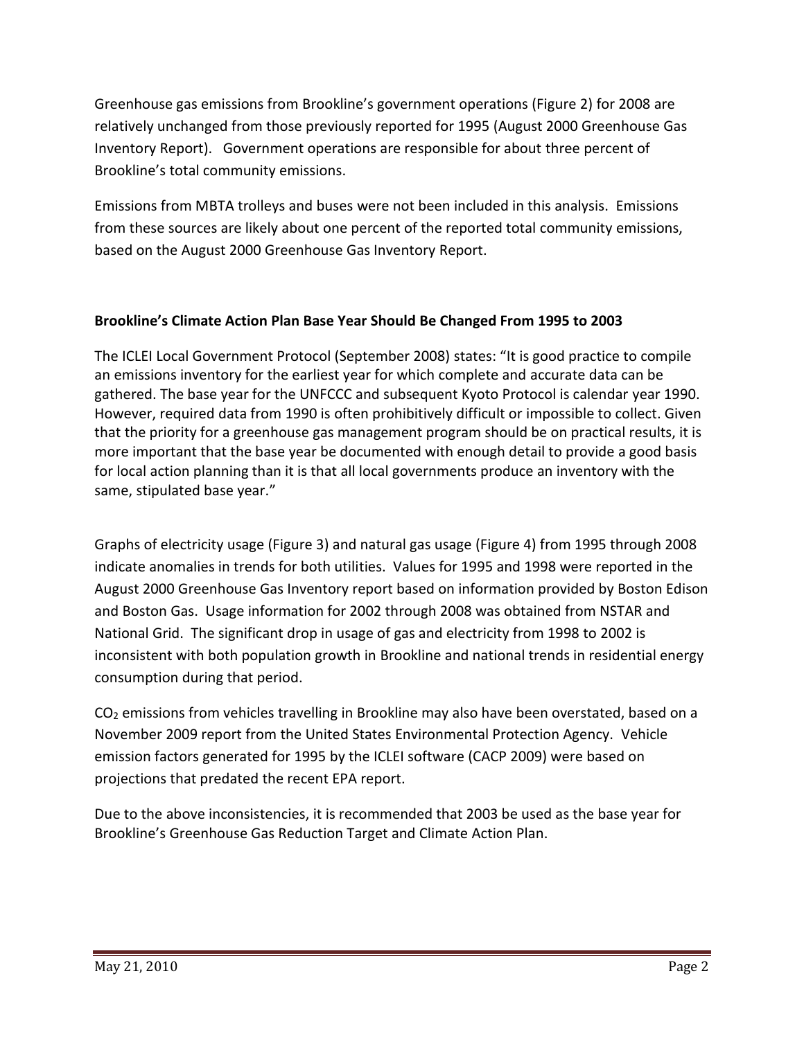Greenhouse gas emissions from Brookline's government operations (Figure 2) for 2008 are relatively unchanged from those previously reported for 1995 (August 2000 Greenhouse Gas Inventory Report). Government operations are responsible for about three percent of Brookline's total community emissions.

Emissions from MBTA trolleys and buses were not been included in this analysis. Emissions from these sources are likely about one percent of the reported total community emissions, based on the August 2000 Greenhouse Gas Inventory Report.

**Brookline's Climate Action Plan Base Year Should Be Changed From 1995 to 2003**

The ICLEI Local Government Protocol (September 2008) states: "It is good practice to compile an emissions inventory for the earliest year for which complete and accurate data can be gathered. The base year for the UNFCCC and subsequent Kyoto Protocol is calendar year 1990. However, required data from 1990 is often prohibitively difficult or impossible to collect. Given that the priority for a greenhouse gas management program should be on practical results, it is more important that the base year be documented with enough detail to provide a good basis for local action planning than it is that all local governments produce an inventory with the same, stipulated base year."

Graphs of electricity usage (Figure 3) and natural gas usage (Figure 4) from 1995 through 2008 indicate anomalies in trends for both utilities. Values for 1995 and 1998 were reported in the August 2000 Greenhouse Gas Inventory report based on information provided by Boston Edison and Boston Gas. Usage information for 2002 through 2008 was obtained from NSTAR and National Grid. The significant drop in usage of gas and electricity from 1998 to 2002 is inconsistent with both population growth in Brookline and national trends in residential energy consumption during that period.

$CO_2$ emissions from vehicles travelling in Brookline may also have been overstated, based on a November 2009 report from the United States Environmental Protection Agency. Vehicle emission factors generated for 1995 by the ICLEI software (CACP 2009) were based on projections that predated the recent EPA report.

Due to the above inconsistencies, it is recommended that 2003 be used as the base year for Brookline's Greenhouse Gas Reduction Target and Climate Action Plan.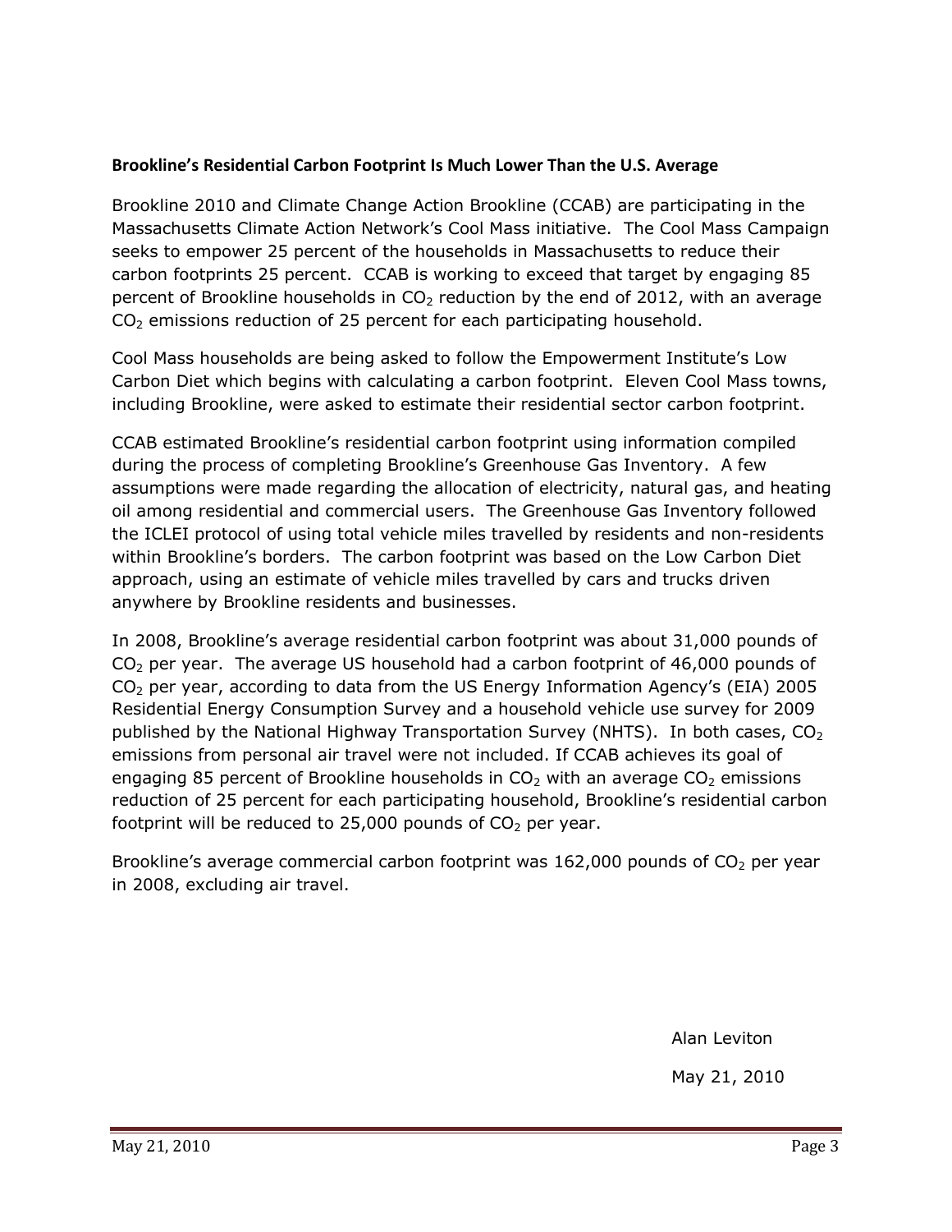**Brookline's Residential Carbon Footprint Is Much Lower Than the U.S. Average**

Brookline 2010 and Climate Change Action Brookline (CCAB) are participating in the Massachusetts Climate Action Network's Cool Mass initiative. The Cool Mass Campaign seeks to empower 25 percent of the households in Massachusetts to reduce their carbon footprints 25 percent. CCAB is working to exceed that target by engaging 85 percent of Brookline households in $CO_2$ reduction by the end of 2012, with an average $CO_2$ emissions reduction of 25 percent for each participating household.

Cool Mass households are being asked to follow the Empowerment Institute's Low Carbon Diet which begins with calculating a carbon footprint. Eleven Cool Mass towns, including Brookline, were asked to estimate their residential sector carbon footprint.

CCAB estimated Brookline's residential carbon footprint using information compiled during the process of completing Brookline's Greenhouse Gas Inventory. A few assumptions were made regarding the allocation of electricity, natural gas, and heating oil among residential and commercial users. The Greenhouse Gas Inventory followed the ICLEI protocol of using total vehicle miles travelled by residents and non-residents within Brookline's borders. The carbon footprint was based on the Low Carbon Diet approach, using an estimate of vehicle miles travelled by cars and trucks driven anywhere by Brookline residents and businesses.

In 2008, Brookline's average residential carbon footprint was about 31,000 pounds of $CO_2$ per year. The average US household had a carbon footprint of 46,000 pounds of $CO_2$ per year, according to data from the US Energy Information Agency's (EIA) 2005 Residential Energy Consumption Survey and a household vehicle use survey for 2009 published by the National Highway Transportation Survey (NHTS). In both cases, $CO_2$ emissions from personal air travel were not included. If CCAB achieves its goal of engaging 85 percent of Brookline households in $CO_2$ with an average $CO_2$ emissions reduction of 25 percent for each participating household, Brookline's residential carbon footprint will be reduced to 25,000 pounds of $CO_2$ per year.

Brookline's average commercial carbon footprint was 162,000 pounds of $CO_2$ per year in 2008, excluding air travel.

Alan Leviton

May 21, 2010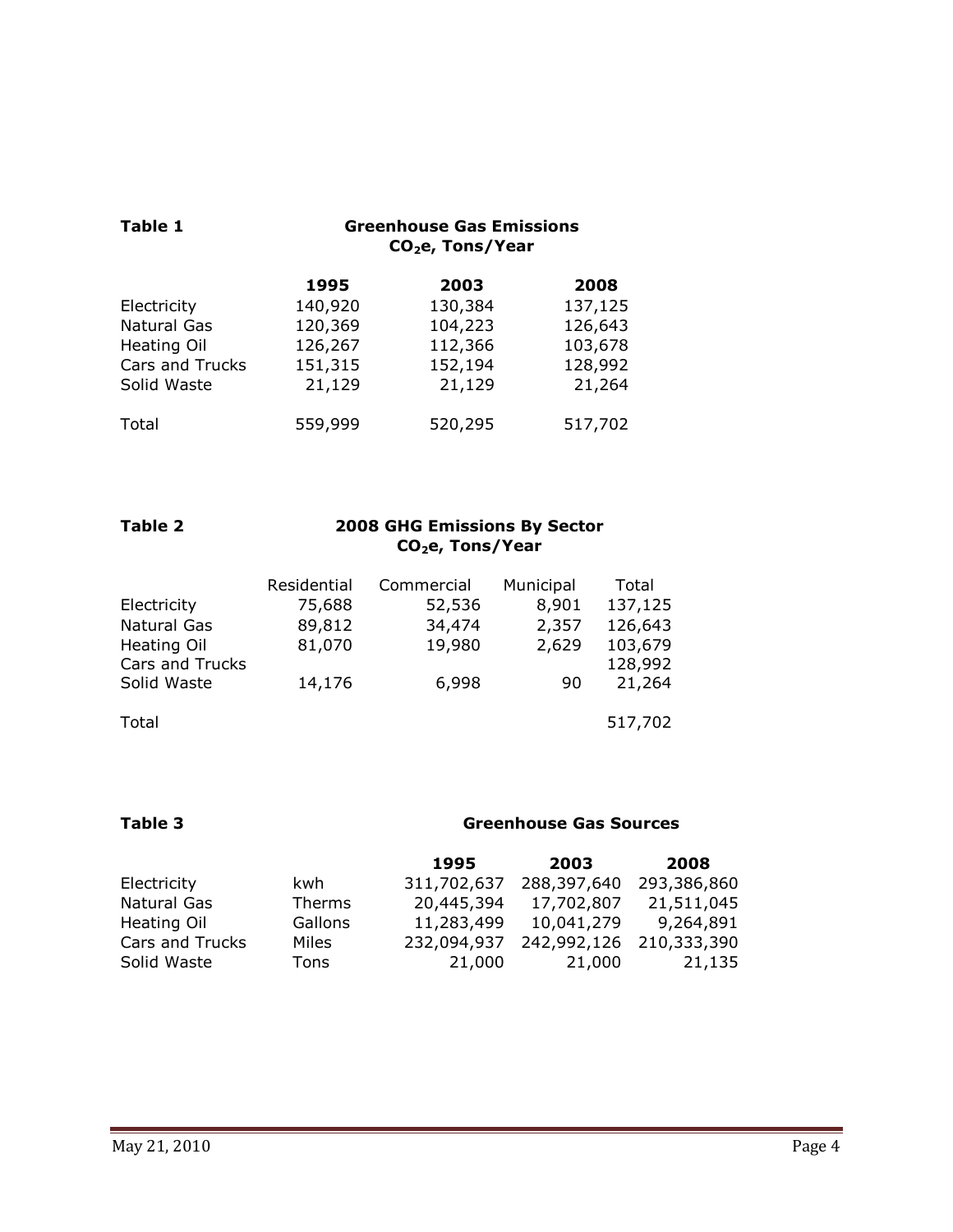**Table 1**

**Greenhouse Gas Emissions**
**$CO_2e$, Tons/Year**

| | 1995 | 2003 | 2008 |
|---|---|---|---|
| Electricity | 140,920 | 130,384 | 137,125 |
| Natural Gas | 120,369 | 104,223 | 126,643 |
| Heating Oil | 126,267 | 112,366 | 103,678 |
| Cars and Trucks | 151,315 | 152,194 | 128,992 |
| Solid Waste | 21,129 | 21,129 | 21,264 |
| Total | 559,999 | 520,295 | 517,702 |

**Table 2**

**2008 GHG Emissions By Sector**
**$CO_2e$, Tons/Year**

| | Residential | Commercial | Municipal | Total |
|---|---|---|---|---|
| Electricity | 75,688 | 52,536 | 8,901 | 137,125 |
| Natural Gas | 89,812 | 34,474 | 2,357 | 126,643 |
| Heating Oil | 81,070 | 19,980 | 2,629 | 103,679 |
| Cars and Trucks | | | | 128,992 |
| Solid Waste | 14,176 | 6,998 | 90 | 21,264 |
| Total | | | | 517,702 |

**Table 3**

**Greenhouse Gas Sources**

| | | 1995 | 2003 | 2008 |
|---|---|---|---|---|
| Electricity | kwh | 311,702,637 | 288,397,640 | 293,386,860 |
| Natural Gas | Therms | 20,445,394 | 17,702,807 | 21,511,045 |
| Heating Oil | Gallons | 11,283,499 | 10,041,279 | 9,264,891 |
| Cars and Trucks | Miles | 232,094,937 | 242,992,126 | 210,333,390 |
| Solid Waste | Tons | 21,000 | 21,000 | 21,135 |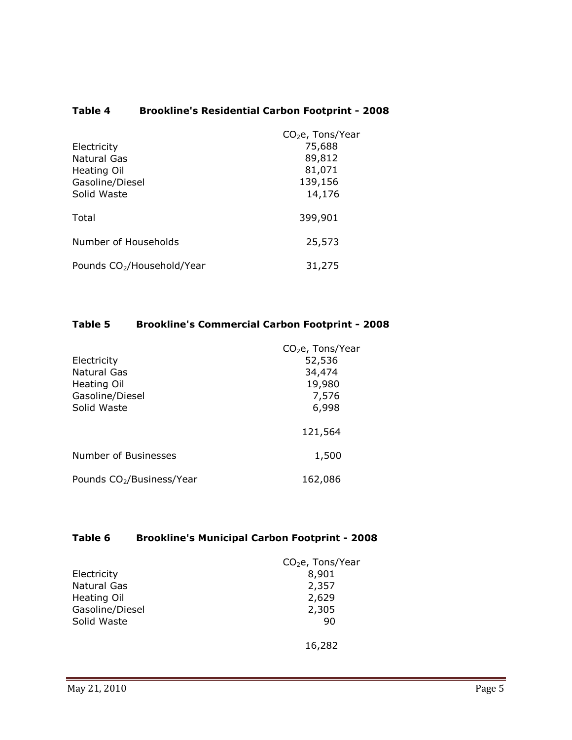### Table 4 Brookline's Residential Carbon Footprint - 2008

| | $CO_2e$, Tons/Year |
|---|---|
| Electricity | 75,688 |
| Natural Gas | 89,812 |
| Heating Oil | 81,071 |
| Gasoline/Diesel | 139,156 |
| Solid Waste | 14,176 |
| Total | 399,901 |
| Number of Households | 25,573 |
| Pounds $CO_2$/Household/Year | 31,275 |

### Table 5 Brookline's Commercial Carbon Footprint - 2008

| | $CO_2e$, Tons/Year |
|---|---|
| Electricity | 52,536 |
| Natural Gas | 34,474 |
| Heating Oil | 19,980 |
| Gasoline/Diesel | 7,576 |
| Solid Waste | 6,998 |
| | 121,564 |
| Number of Businesses | 1,500 |
| Pounds $CO_2$/Business/Year | 162,086 |

### Table 6 Brookline's Municipal Carbon Footprint - 2008

| | $CO_2e$, Tons/Year |
|---|---|
| Electricity | 8,901 |
| Natural Gas | 2,357 |
| Heating Oil | 2,629 |
| Gasoline/Diesel | 2,305 |
| Solid Waste | 90 |
| | 16,282 |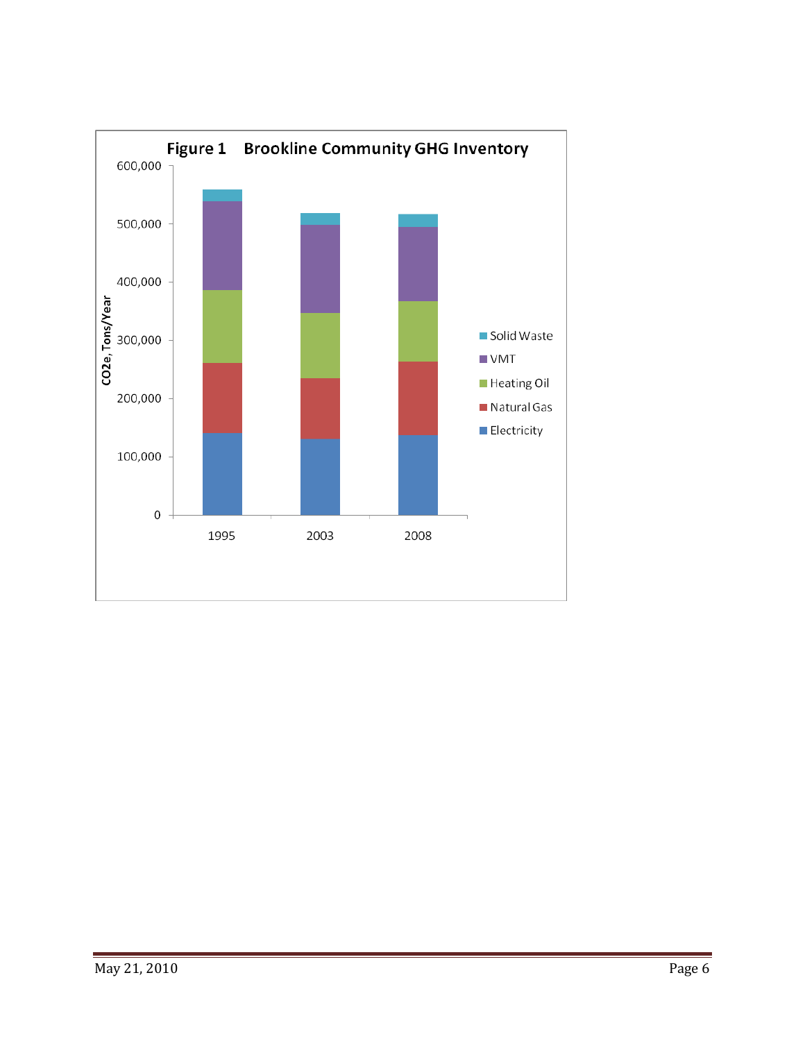**Figure 1 Brookline Community GHG Inventory**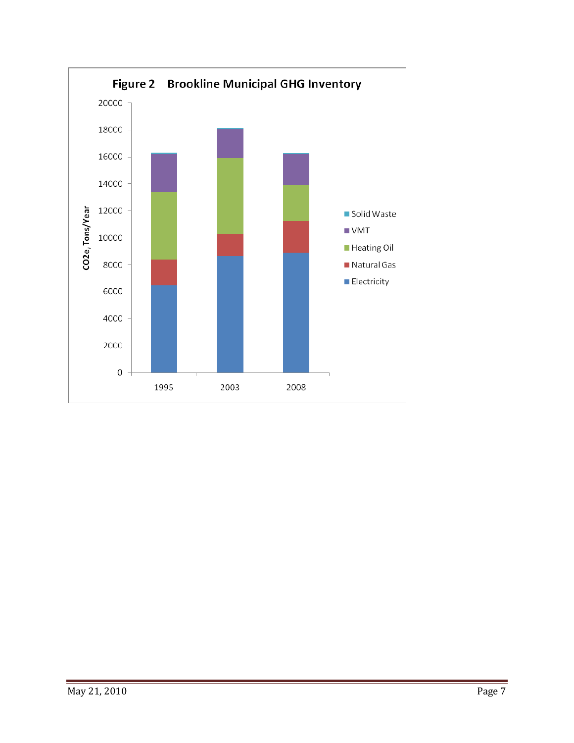**Figure 2 Brookline Municipal GHG Inventory**

CO2e, Tons/Year

Legend: Solid Waste, VMT, Heating Oil, Natural Gas, Electricity

Y-axis: 0, 2000, 4000, 6000, 8000, 10000, 12000, 14000, 16000, 18000, 20000

X-axis: 1995, 2003, 2008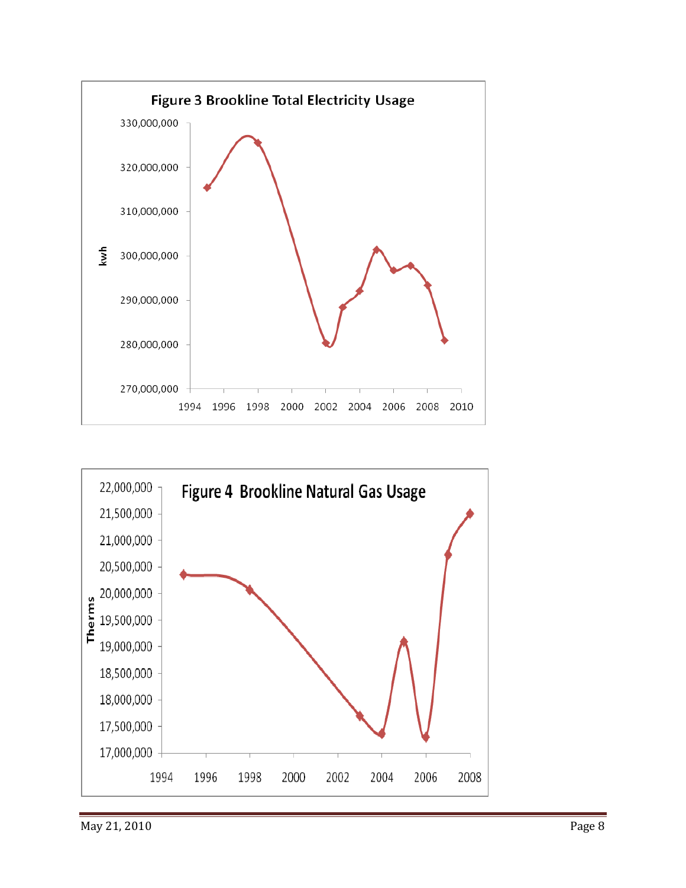Figure 3 Brookline Total Electricity Usage

kwh

330,000,000
320,000,000
310,000,000
300,000,000
290,000,000
280,000,000
270,000,000

1994 1996 1998 2000 2002 2004 2006 2008 2010

Figure 4 Brookline Natural Gas Usage

Therms

22,000,000
21,500,000
21,000,000
20,500,000
20,000,000
19,500,000
19,000,000
18,500,000
18,000,000
17,500,000
17,000,000

1994 1996 1998 2000 2002 2004 2006 2008